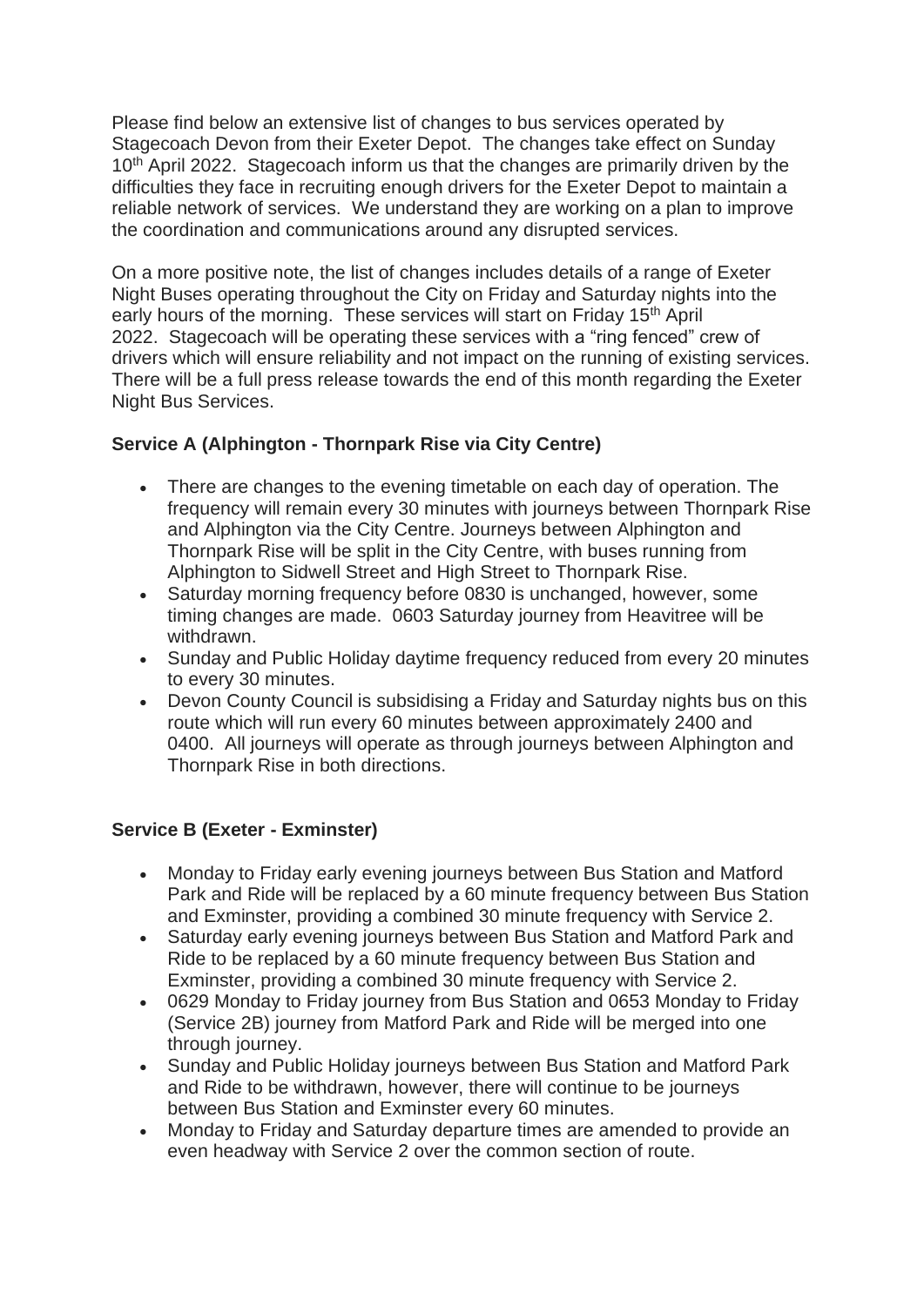Please find below an extensive list of changes to bus services operated by Stagecoach Devon from their Exeter Depot. The changes take effect on Sunday 10th April 2022. Stagecoach inform us that the changes are primarily driven by the difficulties they face in recruiting enough drivers for the Exeter Depot to maintain a reliable network of services. We understand they are working on a plan to improve the coordination and communications around any disrupted services.

On a more positive note, the list of changes includes details of a range of Exeter Night Buses operating throughout the City on Friday and Saturday nights into the early hours of the morning. These services will start on Friday 15th April 2022. Stagecoach will be operating these services with a "ring fenced" crew of drivers which will ensure reliability and not impact on the running of existing services. There will be a full press release towards the end of this month regarding the Exeter Night Bus Services.

**Service A (Alphington - Thornpark Rise via City Centre)**

- There are changes to the evening timetable on each day of operation. The frequency will remain every 30 minutes with journeys between Thornpark Rise and Alphington via the City Centre. Journeys between Alphington and Thornpark Rise will be split in the City Centre, with buses running from Alphington to Sidwell Street and High Street to Thornpark Rise.
- Saturday morning frequency before 0830 is unchanged, however, some timing changes are made. 0603 Saturday journey from Heavitree will be withdrawn.
- Sunday and Public Holiday daytime frequency reduced from every 20 minutes to every 30 minutes.
- Devon County Council is subsidising a Friday and Saturday nights bus on this route which will run every 60 minutes between approximately 2400 and 0400. All journeys will operate as through journeys between Alphington and Thornpark Rise in both directions.

**Service B (Exeter - Exminster)**

- Monday to Friday early evening journeys between Bus Station and Matford Park and Ride will be replaced by a 60 minute frequency between Bus Station and Exminster, providing a combined 30 minute frequency with Service 2.
- Saturday early evening journeys between Bus Station and Matford Park and Ride to be replaced by a 60 minute frequency between Bus Station and Exminster, providing a combined 30 minute frequency with Service 2.
- 0629 Monday to Friday journey from Bus Station and 0653 Monday to Friday (Service 2B) journey from Matford Park and Ride will be merged into one through journey.
- Sunday and Public Holiday journeys between Bus Station and Matford Park and Ride to be withdrawn, however, there will continue to be journeys between Bus Station and Exminster every 60 minutes.
- Monday to Friday and Saturday departure times are amended to provide an even headway with Service 2 over the common section of route.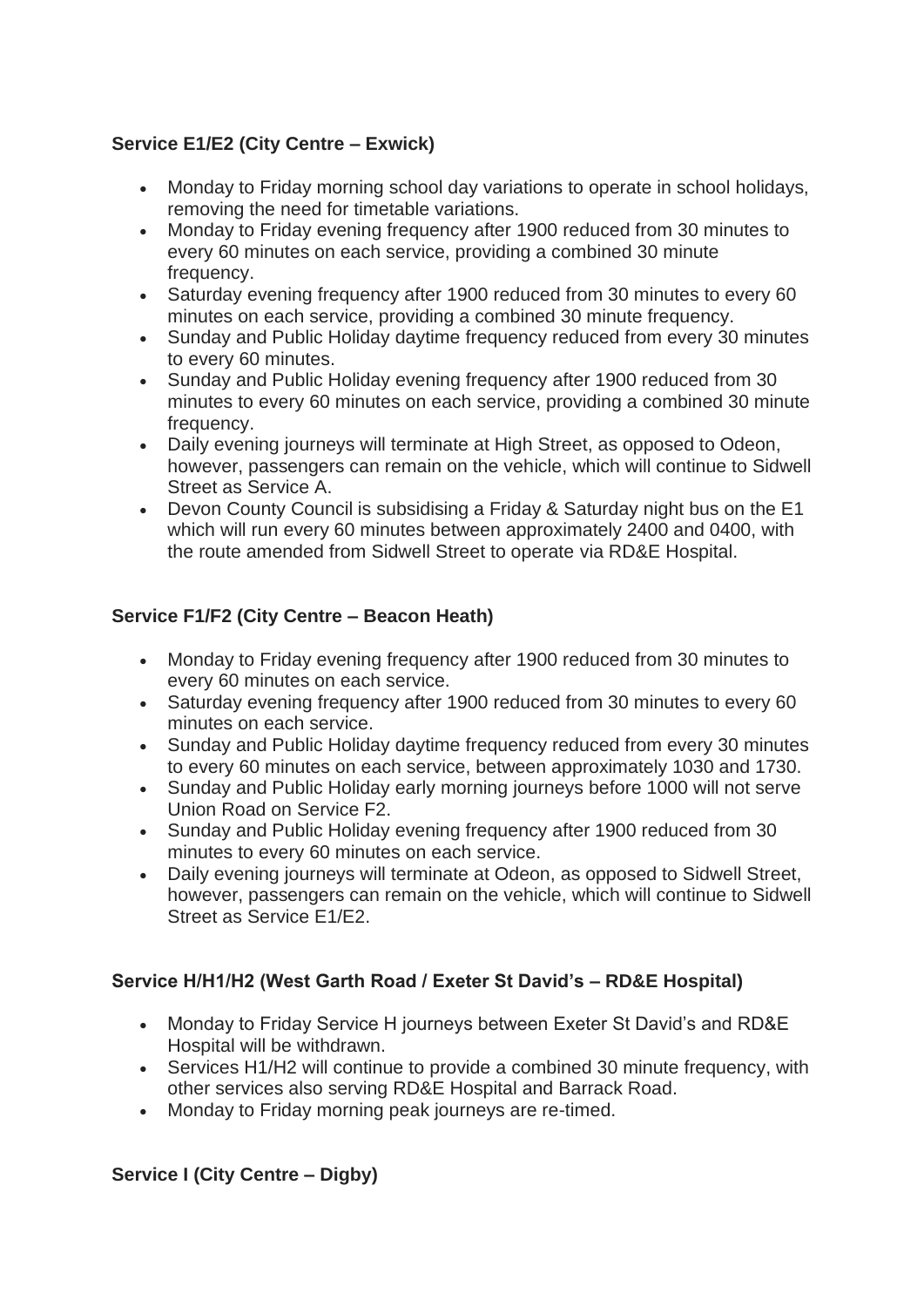**Service E1/E2 (City Centre – Exwick)**

- Monday to Friday morning school day variations to operate in school holidays, removing the need for timetable variations.
- Monday to Friday evening frequency after 1900 reduced from 30 minutes to every 60 minutes on each service, providing a combined 30 minute frequency.
- Saturday evening frequency after 1900 reduced from 30 minutes to every 60 minutes on each service, providing a combined 30 minute frequency.
- Sunday and Public Holiday daytime frequency reduced from every 30 minutes to every 60 minutes.
- Sunday and Public Holiday evening frequency after 1900 reduced from 30 minutes to every 60 minutes on each service, providing a combined 30 minute frequency.
- Daily evening journeys will terminate at High Street, as opposed to Odeon, however, passengers can remain on the vehicle, which will continue to Sidwell Street as Service A.
- Devon County Council is subsidising a Friday & Saturday night bus on the E1 which will run every 60 minutes between approximately 2400 and 0400, with the route amended from Sidwell Street to operate via RD&E Hospital.

**Service F1/F2 (City Centre – Beacon Heath)**

- Monday to Friday evening frequency after 1900 reduced from 30 minutes to every 60 minutes on each service.
- Saturday evening frequency after 1900 reduced from 30 minutes to every 60 minutes on each service.
- Sunday and Public Holiday daytime frequency reduced from every 30 minutes to every 60 minutes on each service, between approximately 1030 and 1730.
- Sunday and Public Holiday early morning journeys before 1000 will not serve Union Road on Service F2.
- Sunday and Public Holiday evening frequency after 1900 reduced from 30 minutes to every 60 minutes on each service.
- Daily evening journeys will terminate at Odeon, as opposed to Sidwell Street, however, passengers can remain on the vehicle, which will continue to Sidwell Street as Service E1/E2.

**Service H/H1/H2 (West Garth Road / Exeter St David's – RD&E Hospital)**

- Monday to Friday Service H journeys between Exeter St David's and RD&E Hospital will be withdrawn.
- Services H1/H2 will continue to provide a combined 30 minute frequency, with other services also serving RD&E Hospital and Barrack Road.
- Monday to Friday morning peak journeys are re-timed.

**Service I (City Centre – Digby)**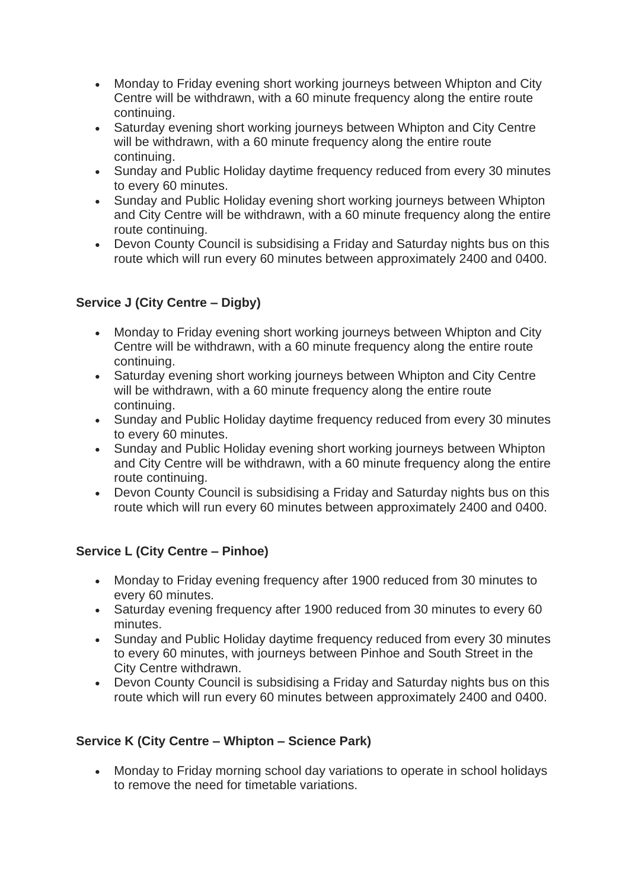- Monday to Friday evening short working journeys between Whipton and City Centre will be withdrawn, with a 60 minute frequency along the entire route continuing.
- Saturday evening short working journeys between Whipton and City Centre will be withdrawn, with a 60 minute frequency along the entire route continuing.
- Sunday and Public Holiday daytime frequency reduced from every 30 minutes to every 60 minutes.
- Sunday and Public Holiday evening short working journeys between Whipton and City Centre will be withdrawn, with a 60 minute frequency along the entire route continuing.
- Devon County Council is subsidising a Friday and Saturday nights bus on this route which will run every 60 minutes between approximately 2400 and 0400.

**Service J (City Centre – Digby)**

- Monday to Friday evening short working journeys between Whipton and City Centre will be withdrawn, with a 60 minute frequency along the entire route continuing.
- Saturday evening short working journeys between Whipton and City Centre will be withdrawn, with a 60 minute frequency along the entire route continuing.
- Sunday and Public Holiday daytime frequency reduced from every 30 minutes to every 60 minutes.
- Sunday and Public Holiday evening short working journeys between Whipton and City Centre will be withdrawn, with a 60 minute frequency along the entire route continuing.
- Devon County Council is subsidising a Friday and Saturday nights bus on this route which will run every 60 minutes between approximately 2400 and 0400.

**Service L (City Centre – Pinhoe)**

- Monday to Friday evening frequency after 1900 reduced from 30 minutes to every 60 minutes.
- Saturday evening frequency after 1900 reduced from 30 minutes to every 60 minutes.
- Sunday and Public Holiday daytime frequency reduced from every 30 minutes to every 60 minutes, with journeys between Pinhoe and South Street in the City Centre withdrawn.
- Devon County Council is subsidising a Friday and Saturday nights bus on this route which will run every 60 minutes between approximately 2400 and 0400.

**Service K (City Centre – Whipton – Science Park)**

- Monday to Friday morning school day variations to operate in school holidays to remove the need for timetable variations.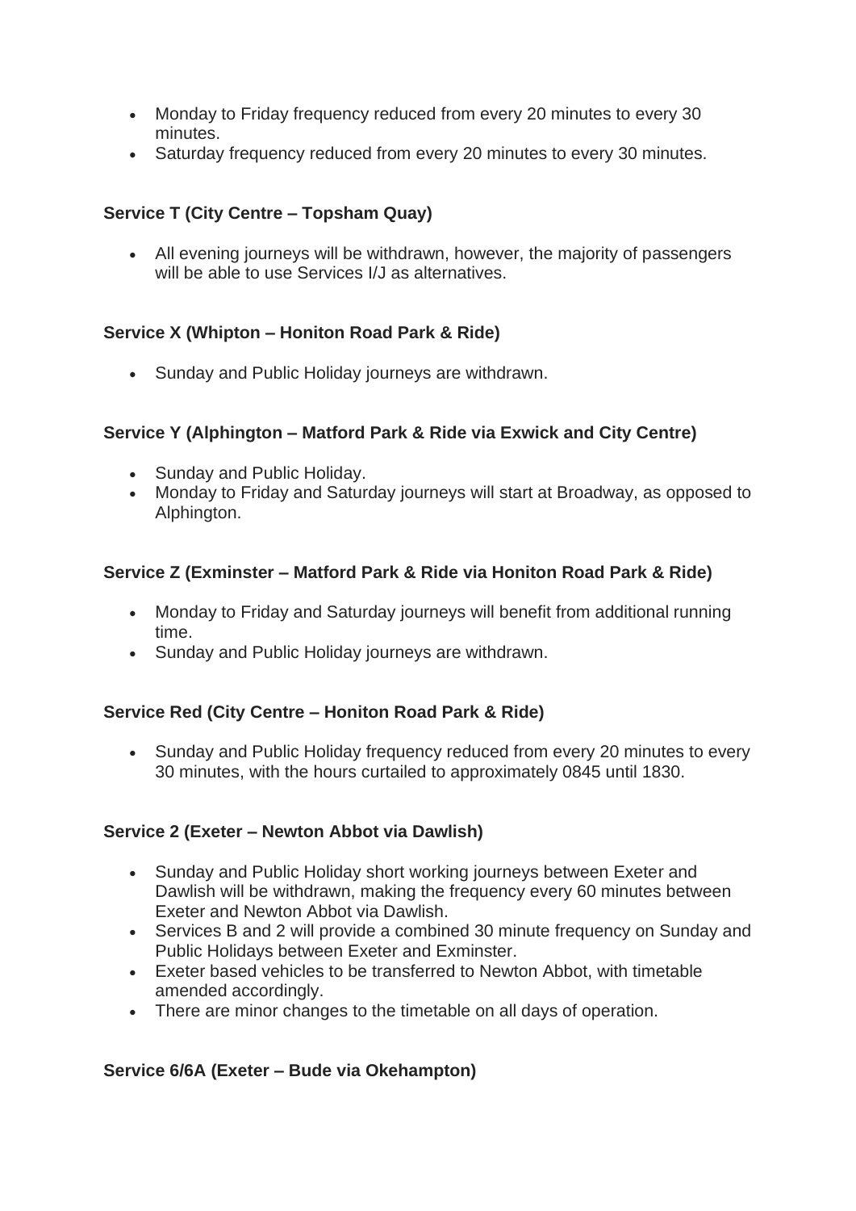- Monday to Friday frequency reduced from every 20 minutes to every 30 minutes.
- Saturday frequency reduced from every 20 minutes to every 30 minutes.

**Service T (City Centre – Topsham Quay)**

- All evening journeys will be withdrawn, however, the majority of passengers will be able to use Services I/J as alternatives.

**Service X (Whipton – Honiton Road Park & Ride)**

- Sunday and Public Holiday journeys are withdrawn.

**Service Y (Alphington – Matford Park & Ride via Exwick and City Centre)**

- Sunday and Public Holiday.
- Monday to Friday and Saturday journeys will start at Broadway, as opposed to Alphington.

**Service Z (Exminster – Matford Park & Ride via Honiton Road Park & Ride)**

- Monday to Friday and Saturday journeys will benefit from additional running time.
- Sunday and Public Holiday journeys are withdrawn.

**Service Red (City Centre – Honiton Road Park & Ride)**

- Sunday and Public Holiday frequency reduced from every 20 minutes to every 30 minutes, with the hours curtailed to approximately 0845 until 1830.

**Service 2 (Exeter – Newton Abbot via Dawlish)**

- Sunday and Public Holiday short working journeys between Exeter and Dawlish will be withdrawn, making the frequency every 60 minutes between Exeter and Newton Abbot via Dawlish.
- Services B and 2 will provide a combined 30 minute frequency on Sunday and Public Holidays between Exeter and Exminster.
- Exeter based vehicles to be transferred to Newton Abbot, with timetable amended accordingly.
- There are minor changes to the timetable on all days of operation.

**Service 6/6A (Exeter – Bude via Okehampton)**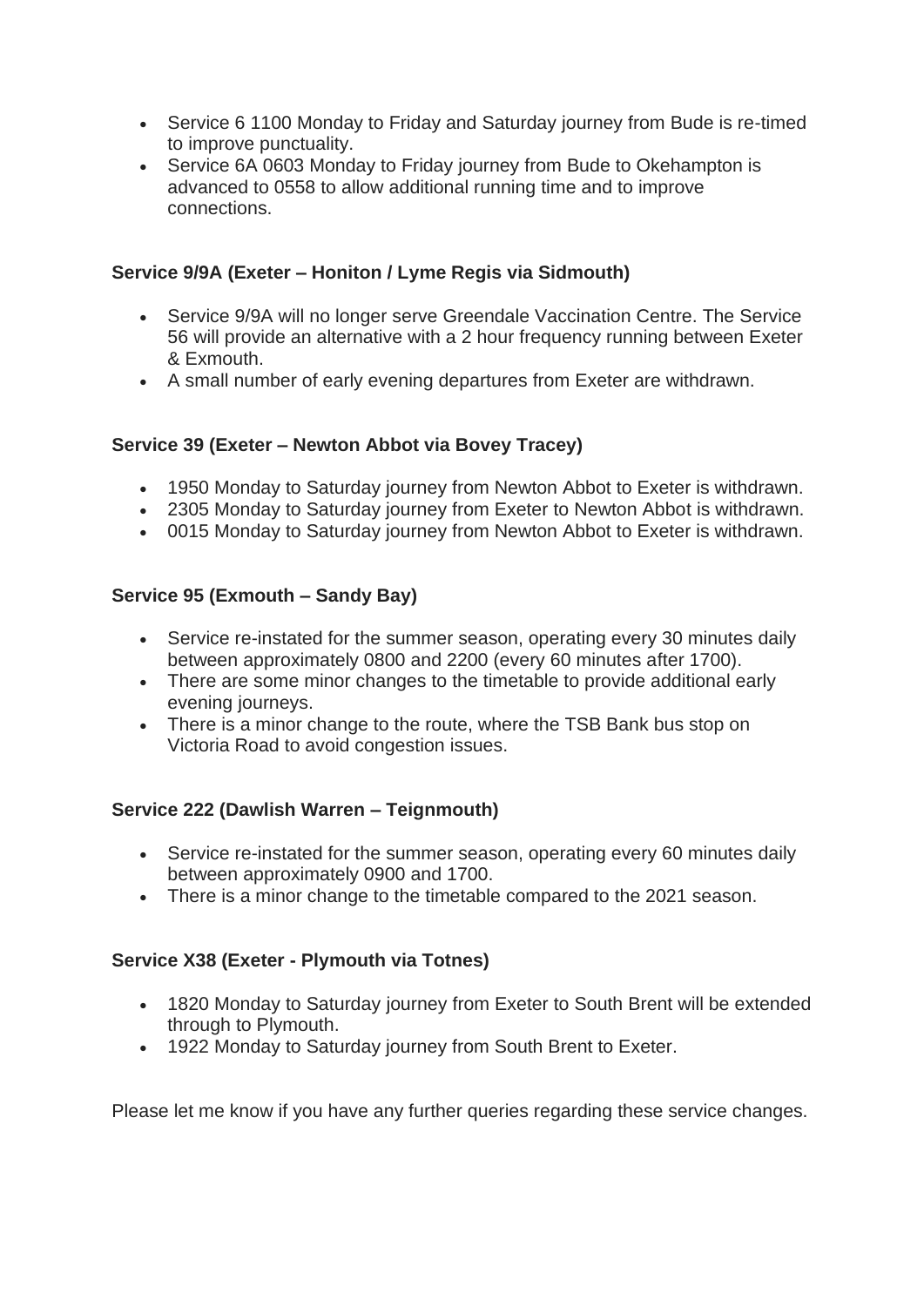- Service 6 1100 Monday to Friday and Saturday journey from Bude is re-timed to improve punctuality.
- Service 6A 0603 Monday to Friday journey from Bude to Okehampton is advanced to 0558 to allow additional running time and to improve connections.

**Service 9/9A (Exeter – Honiton / Lyme Regis via Sidmouth)**

- Service 9/9A will no longer serve Greendale Vaccination Centre. The Service 56 will provide an alternative with a 2 hour frequency running between Exeter & Exmouth.
- A small number of early evening departures from Exeter are withdrawn.

**Service 39 (Exeter – Newton Abbot via Bovey Tracey)**

- 1950 Monday to Saturday journey from Newton Abbot to Exeter is withdrawn.
- 2305 Monday to Saturday journey from Exeter to Newton Abbot is withdrawn.
- 0015 Monday to Saturday journey from Newton Abbot to Exeter is withdrawn.

**Service 95 (Exmouth – Sandy Bay)**

- Service re-instated for the summer season, operating every 30 minutes daily between approximately 0800 and 2200 (every 60 minutes after 1700).
- There are some minor changes to the timetable to provide additional early evening journeys.
- There is a minor change to the route, where the TSB Bank bus stop on Victoria Road to avoid congestion issues.

**Service 222 (Dawlish Warren – Teignmouth)**

- Service re-instated for the summer season, operating every 60 minutes daily between approximately 0900 and 1700.
- There is a minor change to the timetable compared to the 2021 season.

**Service X38 (Exeter - Plymouth via Totnes)**

- 1820 Monday to Saturday journey from Exeter to South Brent will be extended through to Plymouth.
- 1922 Monday to Saturday journey from South Brent to Exeter.

Please let me know if you have any further queries regarding these service changes.